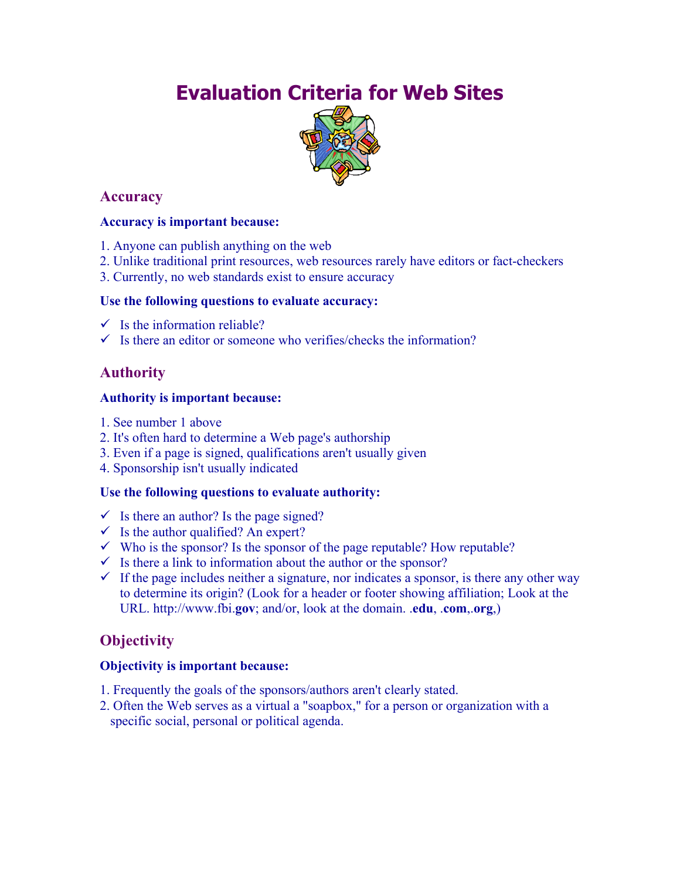# Evaluation Criteria for Web Sites

## Accuracy

**Accuracy is important because:**

1. Anyone can publish anything on the web
2. Unlike traditional print resources, web resources rarely have editors or fact-checkers
3. Currently, no web standards exist to ensure accuracy

**Use the following questions to evaluate accuracy:**

- ✓ Is the information reliable?
- ✓ Is there an editor or someone who verifies/checks the information?

## Authority

**Authority is important because:**

1. See number 1 above
2. It's often hard to determine a Web page's authorship
3. Even if a page is signed, qualifications aren't usually given
4. Sponsorship isn't usually indicated

**Use the following questions to evaluate authority:**

- ✓ Is there an author? Is the page signed?
- ✓ Is the author qualified? An expert?
- ✓ Who is the sponsor? Is the sponsor of the page reputable? How reputable?
- ✓ Is there a link to information about the author or the sponsor?
- ✓ If the page includes neither a signature, nor indicates a sponsor, is there any other way to determine its origin? (Look for a header or footer showing affiliation; Look at the URL. http://www.fbi.**gov**; and/or, look at the domain. .**edu**, .**com**,.**org**,)

## Objectivity

**Objectivity is important because:**

1. Frequently the goals of the sponsors/authors aren't clearly stated.
2. Often the Web serves as a virtual a "soapbox," for a person or organization with a specific social, personal or political agenda.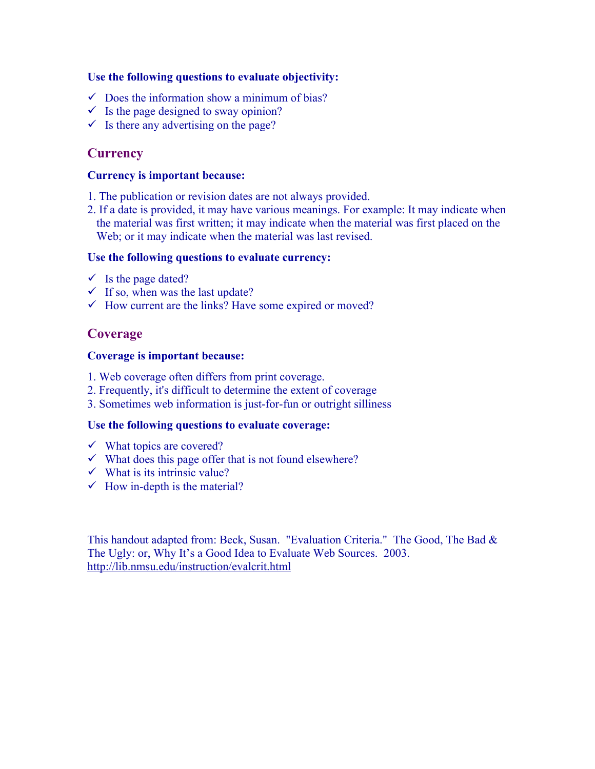**Use the following questions to evaluate objectivity:**

- ✓ Does the information show a minimum of bias?
- ✓ Is the page designed to sway opinion?
- ✓ Is there any advertising on the page?

## Currency

**Currency is important because:**

1. The publication or revision dates are not always provided.
2. If a date is provided, it may have various meanings. For example: It may indicate when the material was first written; it may indicate when the material was first placed on the Web; or it may indicate when the material was last revised.

**Use the following questions to evaluate currency:**

- ✓ Is the page dated?
- ✓ If so, when was the last update?
- ✓ How current are the links? Have some expired or moved?

## Coverage

**Coverage is important because:**

1. Web coverage often differs from print coverage.
2. Frequently, it's difficult to determine the extent of coverage
3. Sometimes web information is just-for-fun or outright silliness

**Use the following questions to evaluate coverage:**

- ✓ What topics are covered?
- ✓ What does this page offer that is not found elsewhere?
- ✓ What is its intrinsic value?
- ✓ How in-depth is the material?

This handout adapted from: Beck, Susan. "Evaluation Criteria." The Good, The Bad & The Ugly: or, Why It's a Good Idea to Evaluate Web Sources. 2003. http://lib.nmsu.edu/instruction/evalcrit.html